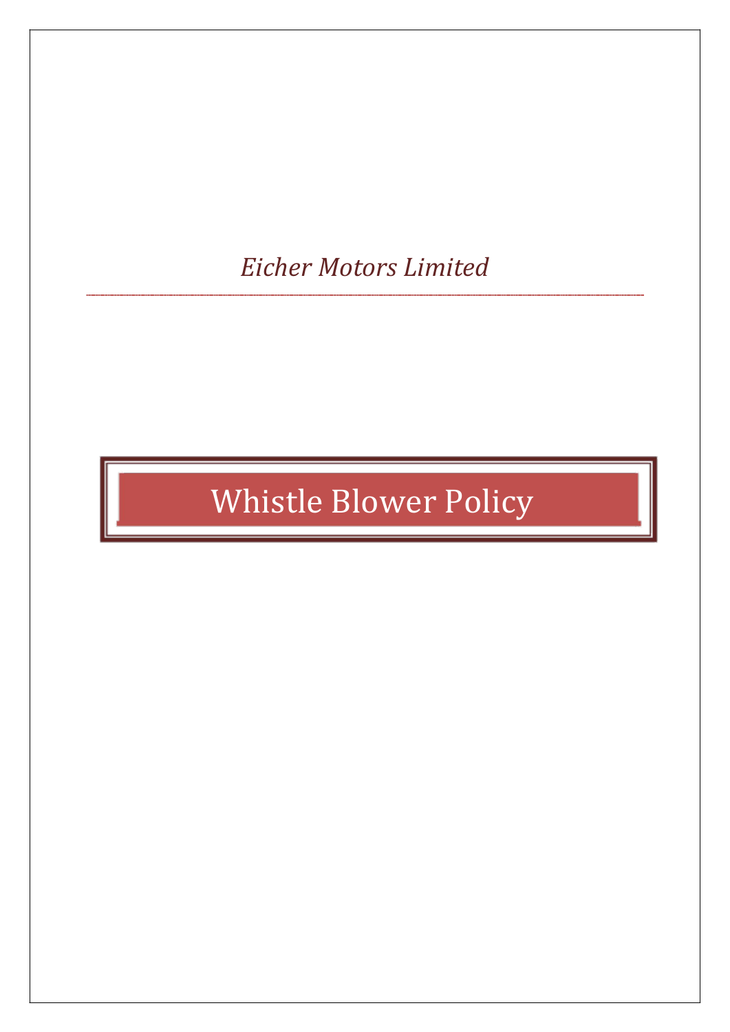*Eicher Motors Limited*

---

# Whistle Blower Policy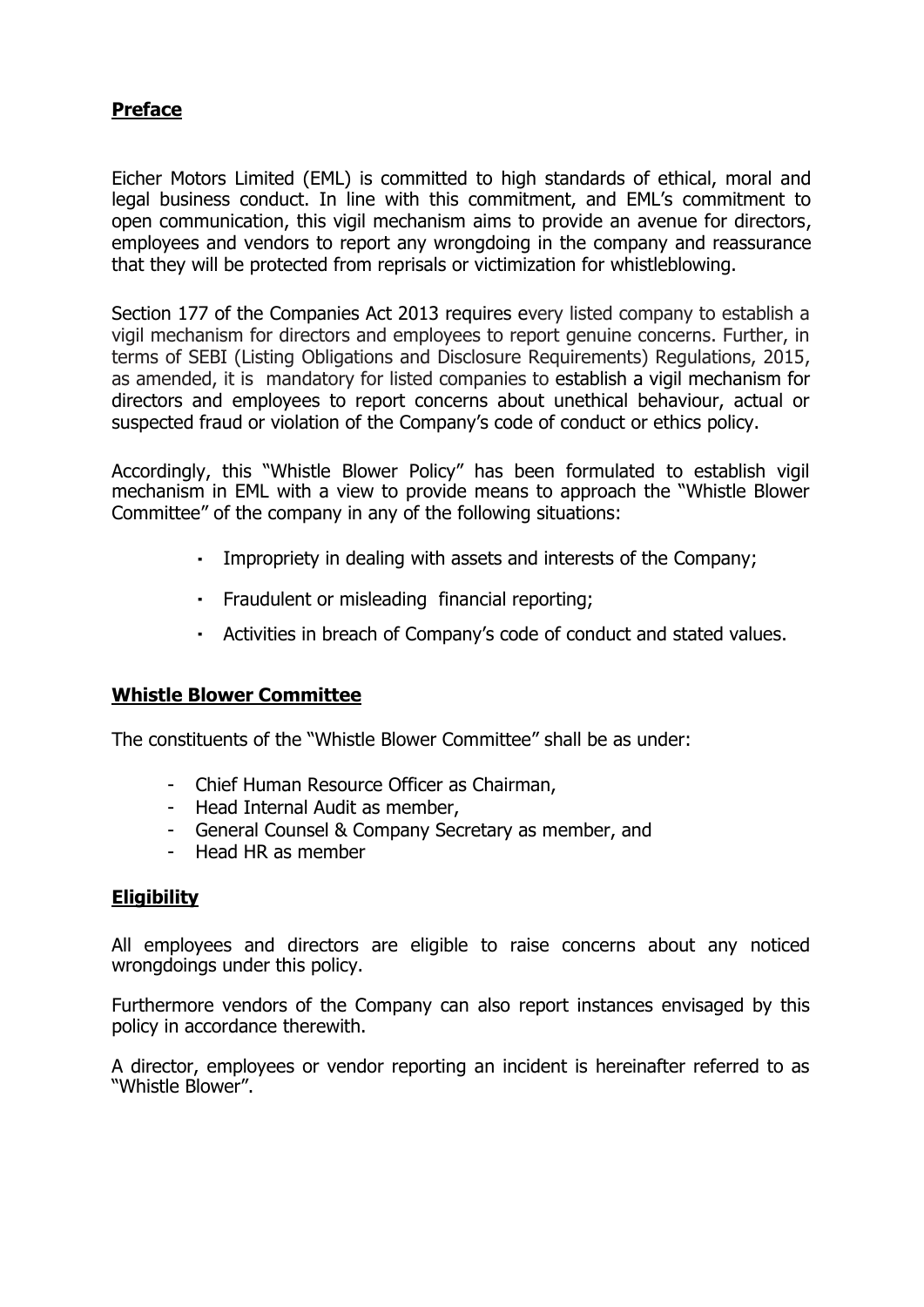## **Preface**

Eicher Motors Limited (EML) is committed to high standards of ethical, moral and legal business conduct. In line with this commitment, and EML's commitment to open communication, this vigil mechanism aims to provide an avenue for directors, employees and vendors to report any wrongdoing in the company and reassurance that they will be protected from reprisals or victimization for whistleblowing.

Section 177 of the Companies Act 2013 requires every listed company to establish a vigil mechanism for directors and employees to report genuine concerns. Further, in terms of SEBI (Listing Obligations and Disclosure Requirements) Regulations, 2015, as amended, it is mandatory for listed companies to establish a vigil mechanism for directors and employees to report concerns about unethical behaviour, actual or suspected fraud or violation of the Company's code of conduct or ethics policy.

Accordingly, this "Whistle Blower Policy" has been formulated to establish vigil mechanism in EML with a view to provide means to approach the "Whistle Blower Committee" of the company in any of the following situations:

- Impropriety in dealing with assets and interests of the Company;
- Fraudulent or misleading financial reporting;
- Activities in breach of Company's code of conduct and stated values.

## **Whistle Blower Committee**

The constituents of the "Whistle Blower Committee" shall be as under:

- Chief Human Resource Officer as Chairman,
- Head Internal Audit as member,
- General Counsel & Company Secretary as member, and
- Head HR as member

## **Eligibility**

All employees and directors are eligible to raise concerns about any noticed wrongdoings under this policy.

Furthermore vendors of the Company can also report instances envisaged by this policy in accordance therewith.

A director, employees or vendor reporting an incident is hereinafter referred to as "Whistle Blower".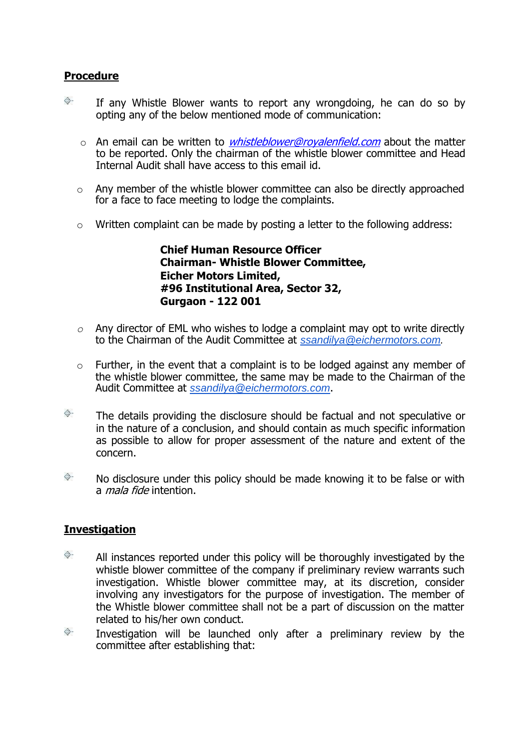## Procedure

- If any Whistle Blower wants to report any wrongdoing, he can do so by opting any of the below mentioned mode of communication:

  - An email can be written to *whistleblower@royalenfield.com* about the matter to be reported. Only the chairman of the whistle blower committee and Head Internal Audit shall have access to this email id.

  - Any member of the whistle blower committee can also be directly approached for a face to face meeting to lodge the complaints.

  - Written complaint can be made by posting a letter to the following address:

    **Chief Human Resource Officer**  
    **Chairman- Whistle Blower Committee,**  
    **Eicher Motors Limited,**  
    **#96 Institutional Area, Sector 32,**  
    **Gurgaon - 122 001**

  - Any director of EML who wishes to lodge a complaint may opt to write directly to the Chairman of the Audit Committee at *ssandilya@eichermotors.com*.

  - Further, in the event that a complaint is to be lodged against any member of the whistle blower committee, the same may be made to the Chairman of the Audit Committee at ssandilya@eichermotors.com.

- The details providing the disclosure should be factual and not speculative or in the nature of a conclusion, and should contain as much specific information as possible to allow for proper assessment of the nature and extent of the concern.

- No disclosure under this policy should be made knowing it to be false or with a *mala fide* intention.

## Investigation

- All instances reported under this policy will be thoroughly investigated by the whistle blower committee of the company if preliminary review warrants such investigation. Whistle blower committee may, at its discretion, consider involving any investigators for the purpose of investigation. The member of the Whistle blower committee shall not be a part of discussion on the matter related to his/her own conduct.
- Investigation will be launched only after a preliminary review by the committee after establishing that: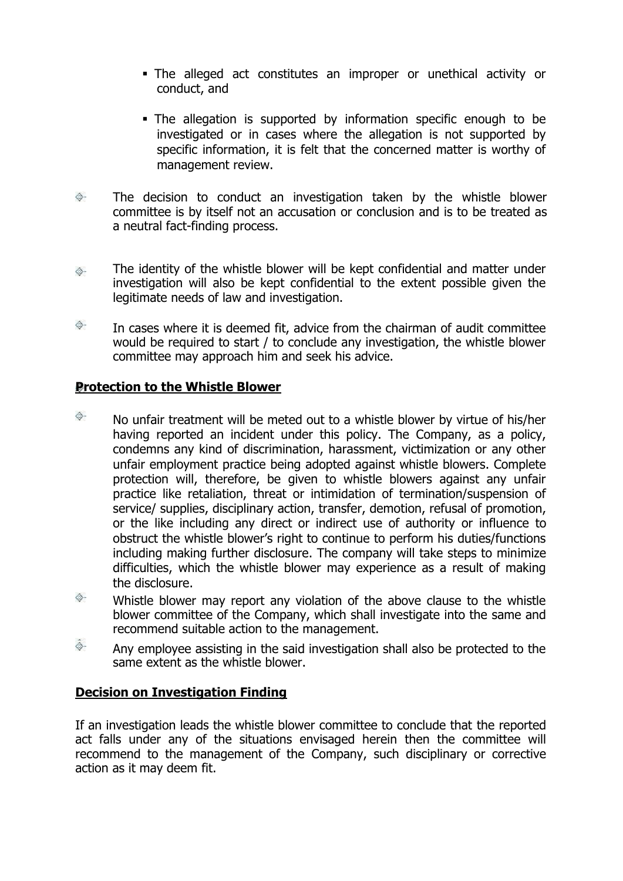- The alleged act constitutes an improper or unethical activity or conduct, and
- The allegation is supported by information specific enough to be investigated or in cases where the allegation is not supported by specific information, it is felt that the concerned matter is worthy of management review.

- The decision to conduct an investigation taken by the whistle blower committee is by itself not an accusation or conclusion and is to be treated as a neutral fact-finding process.

- The identity of the whistle blower will be kept confidential and matter under investigation will also be kept confidential to the extent possible given the legitimate needs of law and investigation.

- In cases where it is deemed fit, advice from the chairman of audit committee would be required to start / to conclude any investigation, the whistle blower committee may approach him and seek his advice.

## Protection to the Whistle Blower

- No unfair treatment will be meted out to a whistle blower by virtue of his/her having reported an incident under this policy. The Company, as a policy, condemns any kind of discrimination, harassment, victimization or any other unfair employment practice being adopted against whistle blowers. Complete protection will, therefore, be given to whistle blowers against any unfair practice like retaliation, threat or intimidation of termination/suspension of service/ supplies, disciplinary action, transfer, demotion, refusal of promotion, or the like including any direct or indirect use of authority or influence to obstruct the whistle blower's right to continue to perform his duties/functions including making further disclosure. The company will take steps to minimize difficulties, which the whistle blower may experience as a result of making the disclosure.
- Whistle blower may report any violation of the above clause to the whistle blower committee of the Company, which shall investigate into the same and recommend suitable action to the management.
- Any employee assisting in the said investigation shall also be protected to the same extent as the whistle blower.

## Decision on Investigation Finding

If an investigation leads the whistle blower committee to conclude that the reported act falls under any of the situations envisaged herein then the committee will recommend to the management of the Company, such disciplinary or corrective action as it may deem fit.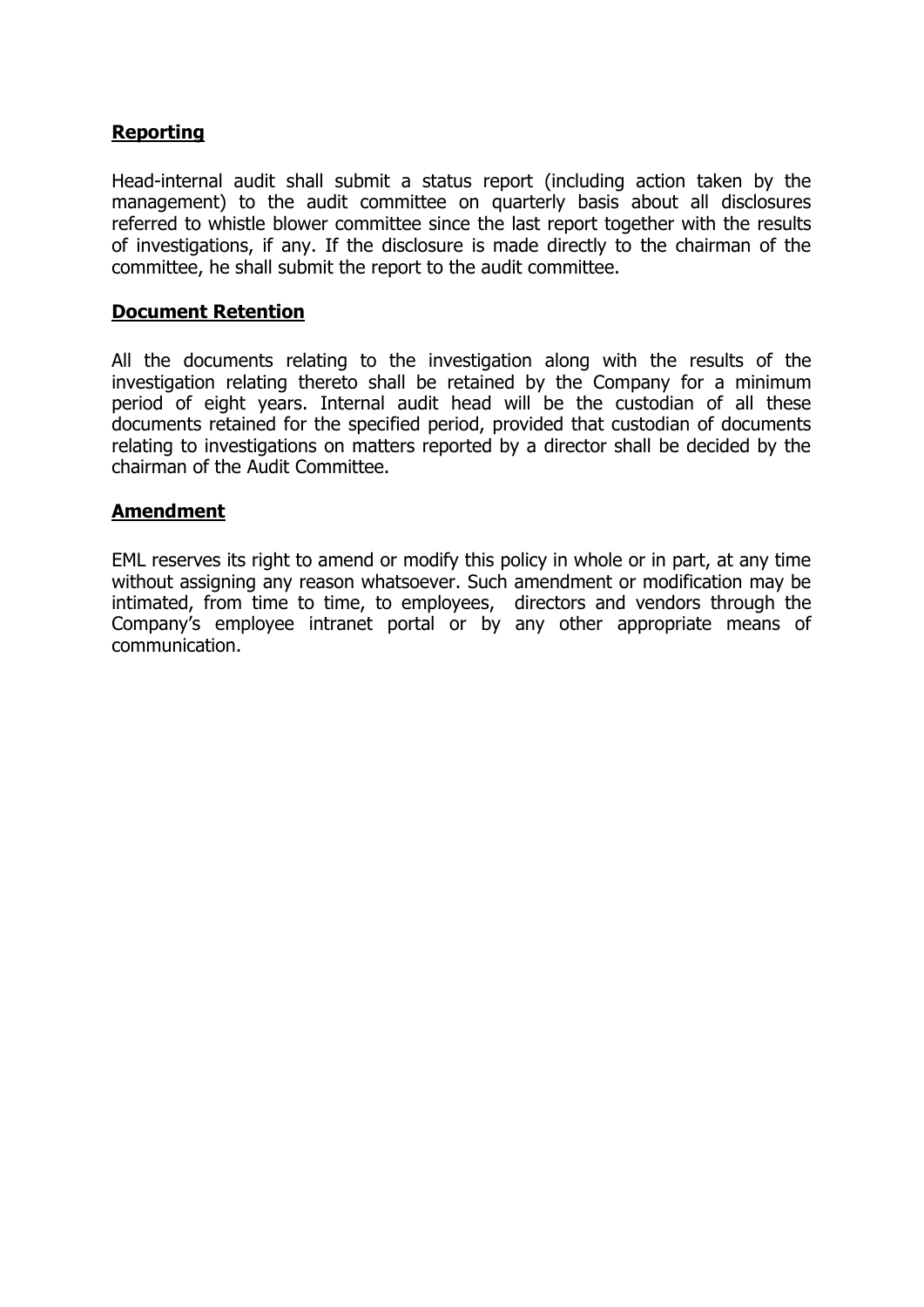## Reporting

Head-internal audit shall submit a status report (including action taken by the management) to the audit committee on quarterly basis about all disclosures referred to whistle blower committee since the last report together with the results of investigations, if any. If the disclosure is made directly to the chairman of the committee, he shall submit the report to the audit committee.

## Document Retention

All the documents relating to the investigation along with the results of the investigation relating thereto shall be retained by the Company for a minimum period of eight years. Internal audit head will be the custodian of all these documents retained for the specified period, provided that custodian of documents relating to investigations on matters reported by a director shall be decided by the chairman of the Audit Committee.

## Amendment

EML reserves its right to amend or modify this policy in whole or in part, at any time without assigning any reason whatsoever. Such amendment or modification may be intimated, from time to time, to employees, directors and vendors through the Company's employee intranet portal or by any other appropriate means of communication.